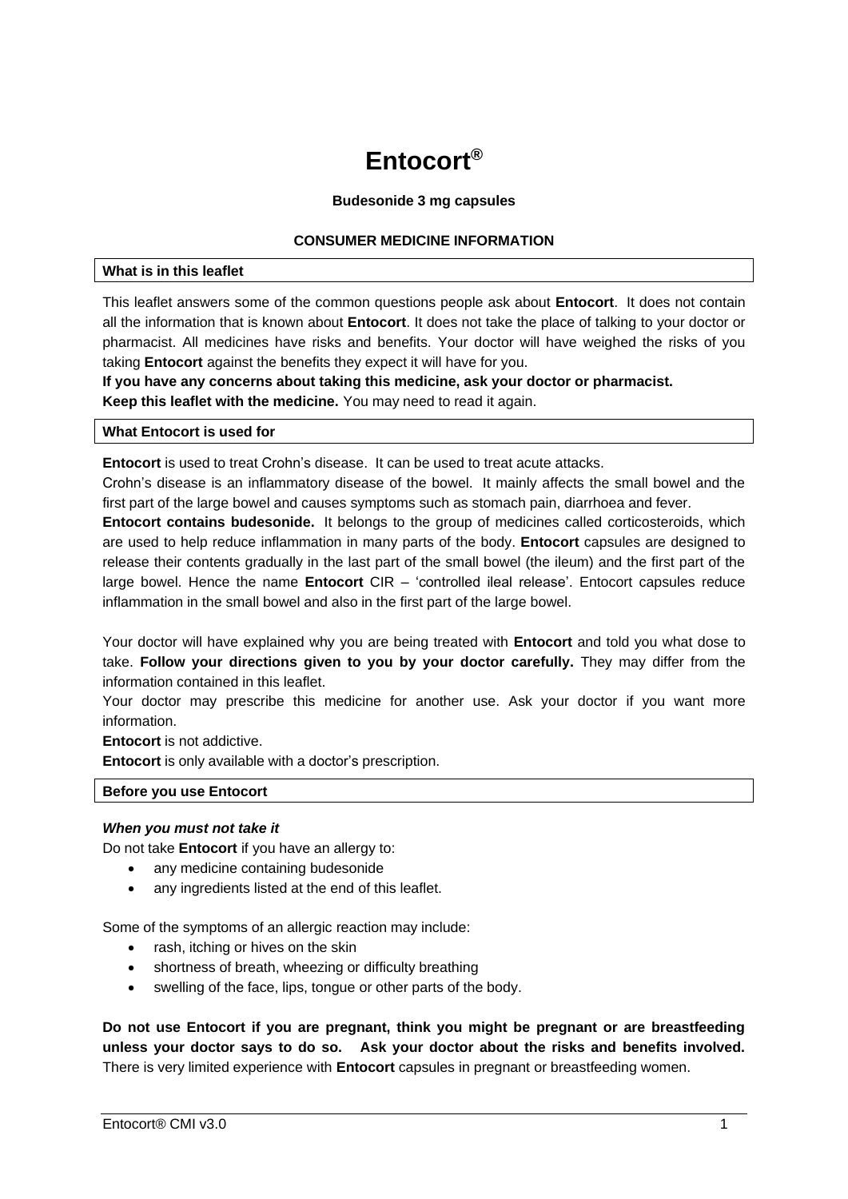# Entocort®

**Budesonide 3 mg capsules**

**CONSUMER MEDICINE INFORMATION**

## What is in this leaflet

This leaflet answers some of the common questions people ask about **Entocort**. It does not contain all the information that is known about **Entocort**. It does not take the place of talking to your doctor or pharmacist. All medicines have risks and benefits. Your doctor will have weighed the risks of you taking **Entocort** against the benefits they expect it will have for you.

**If you have any concerns about taking this medicine, ask your doctor or pharmacist.**

**Keep this leaflet with the medicine.** You may need to read it again.

## What Entocort is used for

**Entocort** is used to treat Crohn's disease. It can be used to treat acute attacks.

Crohn's disease is an inflammatory disease of the bowel. It mainly affects the small bowel and the first part of the large bowel and causes symptoms such as stomach pain, diarrhoea and fever.

**Entocort contains budesonide.** It belongs to the group of medicines called corticosteroids, which are used to help reduce inflammation in many parts of the body. **Entocort** capsules are designed to release their contents gradually in the last part of the small bowel (the ileum) and the first part of the large bowel. Hence the name **Entocort** CIR – 'controlled ileal release'. Entocort capsules reduce inflammation in the small bowel and also in the first part of the large bowel.

Your doctor will have explained why you are being treated with **Entocort** and told you what dose to take. **Follow your directions given to you by your doctor carefully.** They may differ from the information contained in this leaflet.

Your doctor may prescribe this medicine for another use. Ask your doctor if you want more information.

**Entocort** is not addictive.

**Entocort** is only available with a doctor's prescription.

## Before you use Entocort

***When you must not take it***

Do not take **Entocort** if you have an allergy to:

- any medicine containing budesonide
- any ingredients listed at the end of this leaflet.

Some of the symptoms of an allergic reaction may include:

- rash, itching or hives on the skin
- shortness of breath, wheezing or difficulty breathing
- swelling of the face, lips, tongue or other parts of the body.

**Do not use Entocort if you are pregnant, think you might be pregnant or are breastfeeding unless your doctor says to do so. Ask your doctor about the risks and benefits involved.** There is very limited experience with **Entocort** capsules in pregnant or breastfeeding women.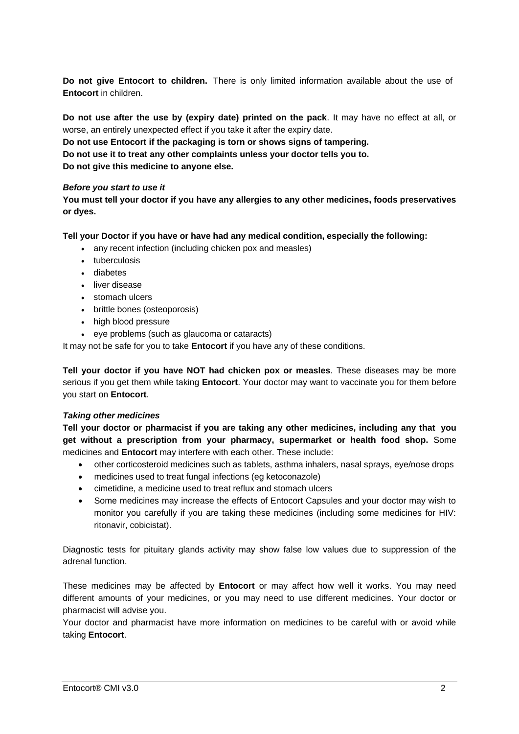**Do not give Entocort to children.** There is only limited information available about the use of **Entocort** in children.

**Do not use after the use by (expiry date) printed on the pack**. It may have no effect at all, or worse, an entirely unexpected effect if you take it after the expiry date.

**Do not use Entocort if the packaging is torn or shows signs of tampering.**

**Do not use it to treat any other complaints unless your doctor tells you to.**

**Do not give this medicine to anyone else.**

***Before you start to use it***

**You must tell your doctor if you have any allergies to any other medicines, foods preservatives or dyes.**

**Tell your Doctor if you have or have had any medical condition, especially the following:**

- any recent infection (including chicken pox and measles)
- tuberculosis
- diabetes
- liver disease
- stomach ulcers
- brittle bones (osteoporosis)
- high blood pressure
- eye problems (such as glaucoma or cataracts)

It may not be safe for you to take **Entocort** if you have any of these conditions.

**Tell your doctor if you have NOT had chicken pox or measles**. These diseases may be more serious if you get them while taking **Entocort**. Your doctor may want to vaccinate you for them before you start on **Entocort**.

***Taking other medicines***

**Tell your doctor or pharmacist if you are taking any other medicines, including any that you get without a prescription from your pharmacy, supermarket or health food shop.** Some medicines and **Entocort** may interfere with each other. These include:

- other corticosteroid medicines such as tablets, asthma inhalers, nasal sprays, eye/nose drops
- medicines used to treat fungal infections (eg ketoconazole)
- cimetidine, a medicine used to treat reflux and stomach ulcers
- Some medicines may increase the effects of Entocort Capsules and your doctor may wish to monitor you carefully if you are taking these medicines (including some medicines for HIV: ritonavir, cobicistat).

Diagnostic tests for pituitary glands activity may show false low values due to suppression of the adrenal function.

These medicines may be affected by **Entocort** or may affect how well it works. You may need different amounts of your medicines, or you may need to use different medicines. Your doctor or pharmacist will advise you.

Your doctor and pharmacist have more information on medicines to be careful with or avoid while taking **Entocort**.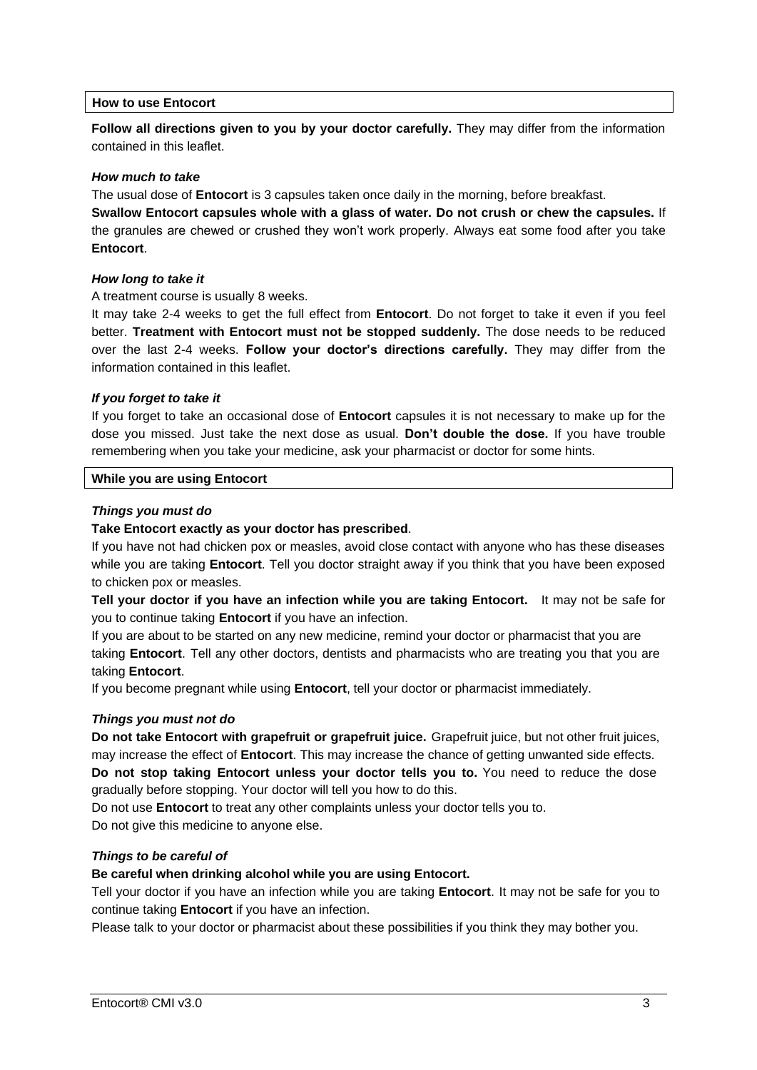## How to use Entocort

**Follow all directions given to you by your doctor carefully.** They may differ from the information contained in this leaflet.

### *How much to take*

The usual dose of **Entocort** is 3 capsules taken once daily in the morning, before breakfast.

**Swallow Entocort capsules whole with a glass of water. Do not crush or chew the capsules.** If the granules are chewed or crushed they won't work properly. Always eat some food after you take **Entocort**.

### *How long to take it*

A treatment course is usually 8 weeks.

It may take 2-4 weeks to get the full effect from **Entocort**. Do not forget to take it even if you feel better. **Treatment with Entocort must not be stopped suddenly.** The dose needs to be reduced over the last 2-4 weeks. **Follow your doctor's directions carefully.** They may differ from the information contained in this leaflet.

### *If you forget to take it*

If you forget to take an occasional dose of **Entocort** capsules it is not necessary to make up for the dose you missed. Just take the next dose as usual. **Don't double the dose.** If you have trouble remembering when you take your medicine, ask your pharmacist or doctor for some hints.

## While you are using Entocort

### *Things you must do*

**Take Entocort exactly as your doctor has prescribed**.

If you have not had chicken pox or measles, avoid close contact with anyone who has these diseases while you are taking **Entocort**. Tell you doctor straight away if you think that you have been exposed to chicken pox or measles.

**Tell your doctor if you have an infection while you are taking Entocort.** It may not be safe for you to continue taking **Entocort** if you have an infection.

If you are about to be started on any new medicine, remind your doctor or pharmacist that you are taking **Entocort**. Tell any other doctors, dentists and pharmacists who are treating you that you are taking **Entocort**.

If you become pregnant while using **Entocort**, tell your doctor or pharmacist immediately.

### *Things you must not do*

**Do not take Entocort with grapefruit or grapefruit juice.** Grapefruit juice, but not other fruit juices, may increase the effect of **Entocort**. This may increase the chance of getting unwanted side effects.

**Do not stop taking Entocort unless your doctor tells you to.** You need to reduce the dose gradually before stopping. Your doctor will tell you how to do this.

Do not use **Entocort** to treat any other complaints unless your doctor tells you to.

Do not give this medicine to anyone else.

### *Things to be careful of*

**Be careful when drinking alcohol while you are using Entocort.**

Tell your doctor if you have an infection while you are taking **Entocort**. It may not be safe for you to continue taking **Entocort** if you have an infection.

Please talk to your doctor or pharmacist about these possibilities if you think they may bother you.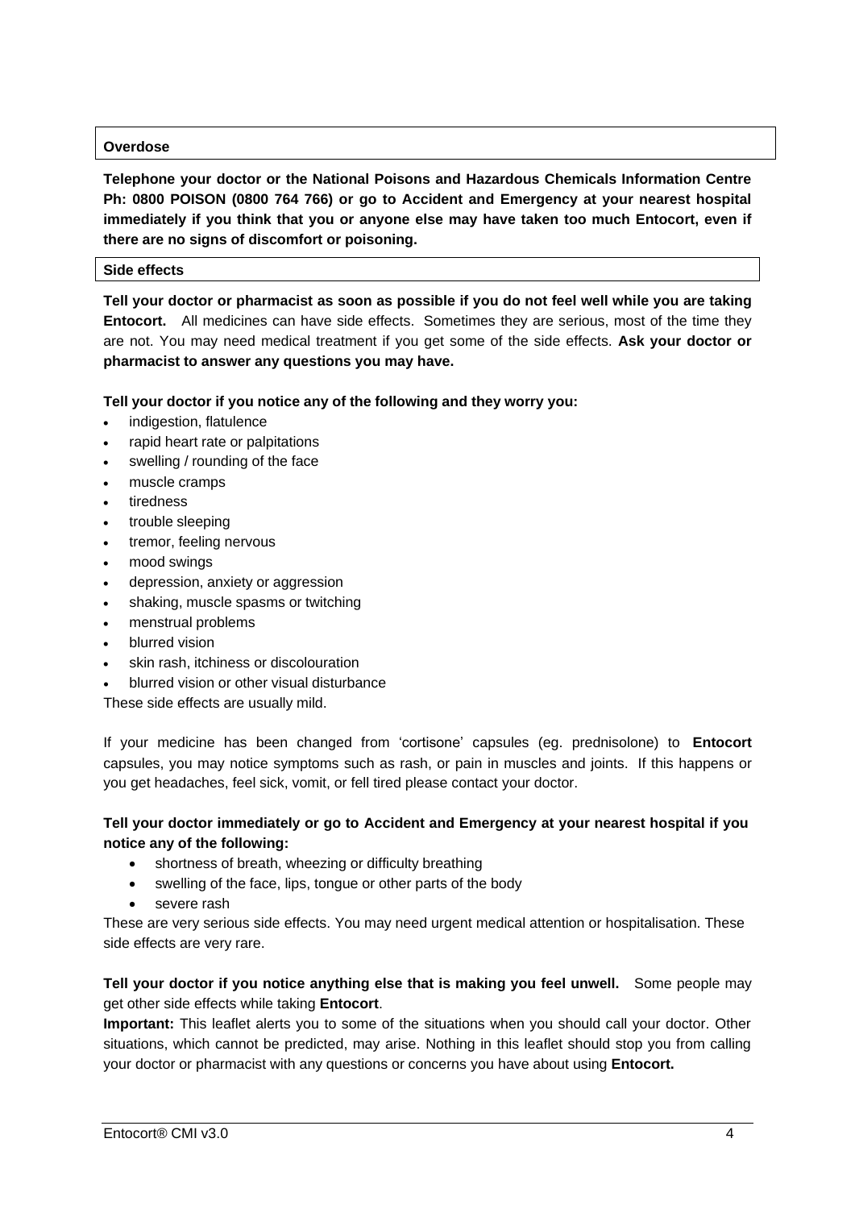## Overdose

**Telephone your doctor or the National Poisons and Hazardous Chemicals Information Centre Ph: 0800 POISON (0800 764 766) or go to Accident and Emergency at your nearest hospital immediately if you think that you or anyone else may have taken too much Entocort, even if there are no signs of discomfort or poisoning.**

## Side effects

**Tell your doctor or pharmacist as soon as possible if you do not feel well while you are taking Entocort.** All medicines can have side effects. Sometimes they are serious, most of the time they are not. You may need medical treatment if you get some of the side effects. **Ask your doctor or pharmacist to answer any questions you may have.**

**Tell your doctor if you notice any of the following and they worry you:**

- indigestion, flatulence
- rapid heart rate or palpitations
- swelling / rounding of the face
- muscle cramps
- tiredness
- trouble sleeping
- tremor, feeling nervous
- mood swings
- depression, anxiety or aggression
- shaking, muscle spasms or twitching
- menstrual problems
- blurred vision
- skin rash, itchiness or discolouration
- blurred vision or other visual disturbance

These side effects are usually mild.

If your medicine has been changed from 'cortisone' capsules (eg. prednisolone) to **Entocort** capsules, you may notice symptoms such as rash, or pain in muscles and joints. If this happens or you get headaches, feel sick, vomit, or fell tired please contact your doctor.

**Tell your doctor immediately or go to Accident and Emergency at your nearest hospital if you notice any of the following:**

- shortness of breath, wheezing or difficulty breathing
- swelling of the face, lips, tongue or other parts of the body
- severe rash

These are very serious side effects. You may need urgent medical attention or hospitalisation. These side effects are very rare.

**Tell your doctor if you notice anything else that is making you feel unwell.** Some people may get other side effects while taking **Entocort**.

**Important:** This leaflet alerts you to some of the situations when you should call your doctor. Other situations, which cannot be predicted, may arise. Nothing in this leaflet should stop you from calling your doctor or pharmacist with any questions or concerns you have about using **Entocort.**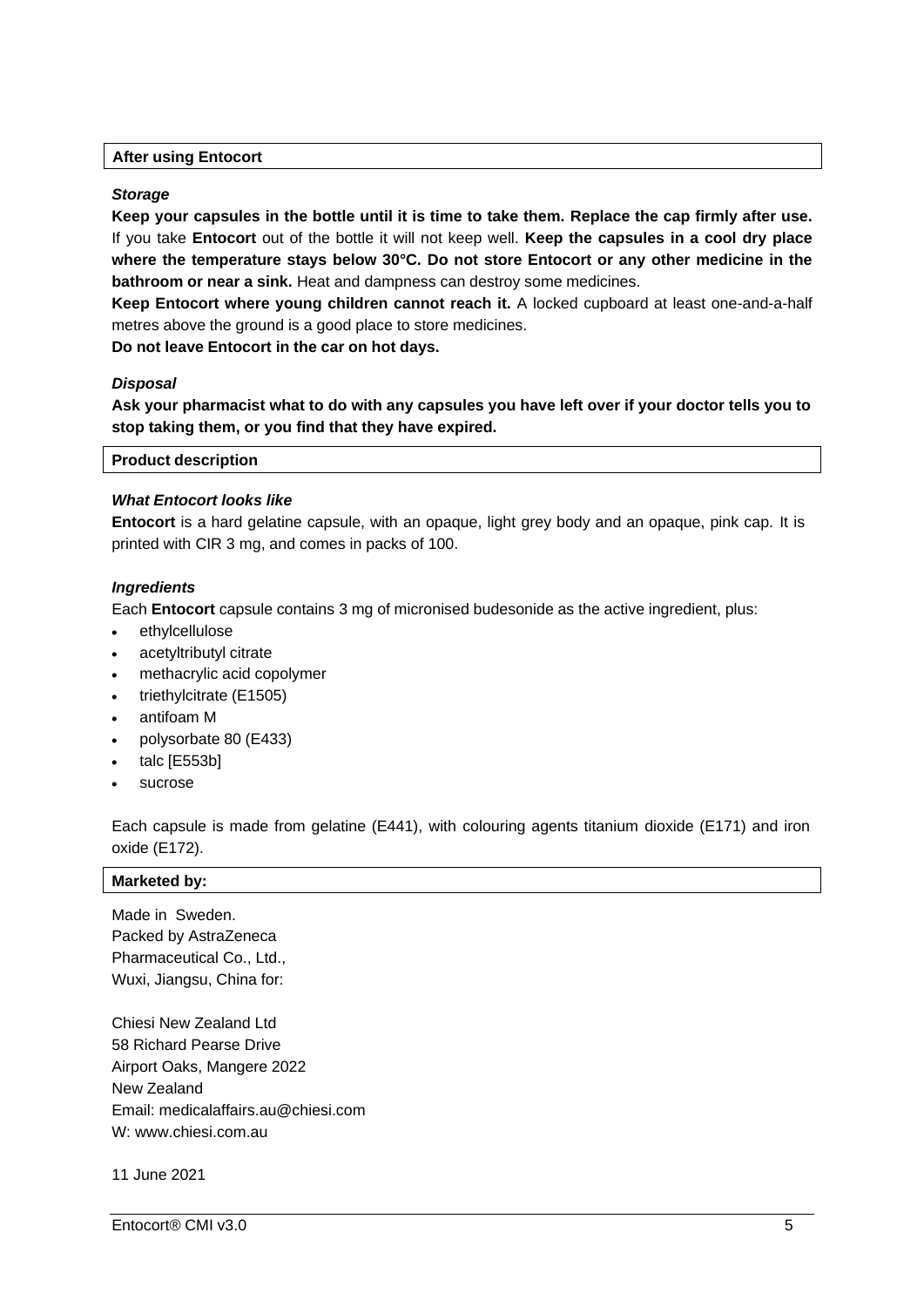## After using Entocort

### *Storage*

**Keep your capsules in the bottle until it is time to take them. Replace the cap firmly after use.** If you take **Entocort** out of the bottle it will not keep well. **Keep the capsules in a cool dry place where the temperature stays below 30°C. Do not store Entocort or any other medicine in the bathroom or near a sink.** Heat and dampness can destroy some medicines.

**Keep Entocort where young children cannot reach it.** A locked cupboard at least one-and-a-half metres above the ground is a good place to store medicines.

**Do not leave Entocort in the car on hot days.**

### *Disposal*

**Ask your pharmacist what to do with any capsules you have left over if your doctor tells you to stop taking them, or you find that they have expired.**

## Product description

### *What Entocort looks like*

**Entocort** is a hard gelatine capsule, with an opaque, light grey body and an opaque, pink cap. It is printed with CIR 3 mg, and comes in packs of 100.

### *Ingredients*

Each **Entocort** capsule contains 3 mg of micronised budesonide as the active ingredient, plus:

- ethylcellulose
- acetyltributyl citrate
- methacrylic acid copolymer
- triethylcitrate (E1505)
- antifoam M
- polysorbate 80 (E433)
- talc [E553b]
- sucrose

Each capsule is made from gelatine (E441), with colouring agents titanium dioxide (E171) and iron oxide (E172).

## Marketed by:

Made in Sweden.
Packed by AstraZeneca
Pharmaceutical Co., Ltd.,
Wuxi, Jiangsu, China for:

Chiesi New Zealand Ltd
58 Richard Pearse Drive
Airport Oaks, Mangere 2022
New Zealand
Email: medicalaffairs.au@chiesi.com
W: www.chiesi.com.au

11 June 2021